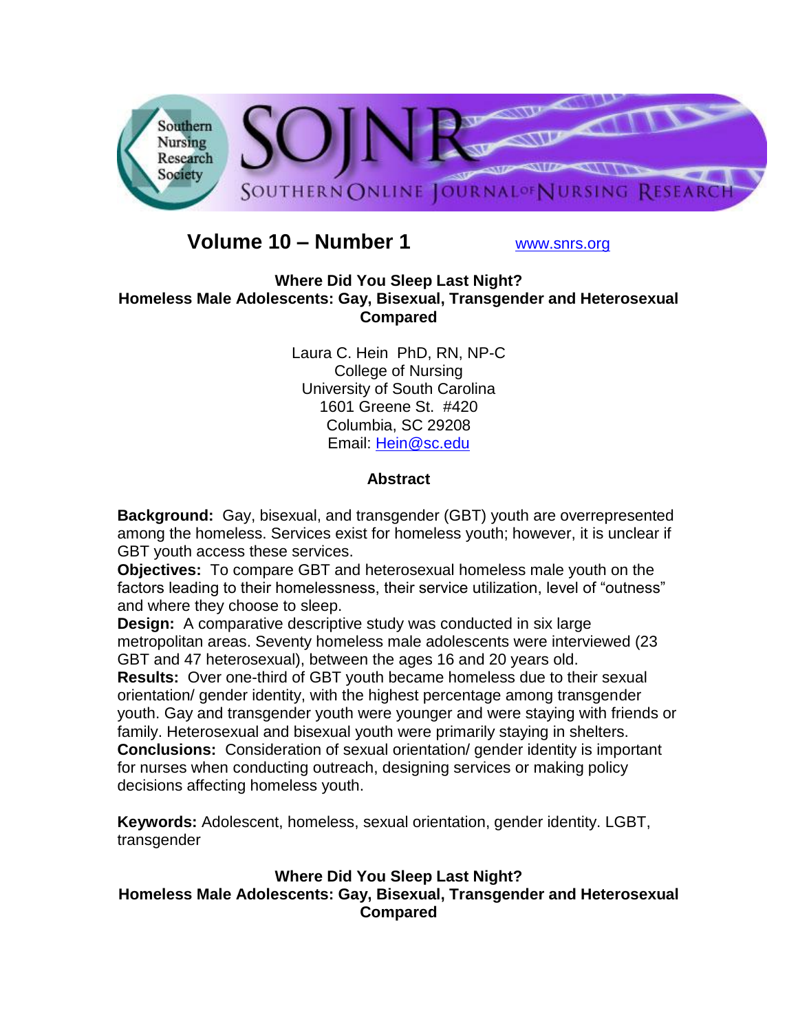**Volume 10 – Number 1** www.snrs.org

# Where Did You Sleep Last Night? Homeless Male Adolescents: Gay, Bisexual, Transgender and Heterosexual Compared

Laura C. Hein PhD, RN, NP-C
College of Nursing
University of South Carolina
1601 Greene St. #420
Columbia, SC 29208
Email: Hein@sc.edu

## Abstract

**Background:** Gay, bisexual, and transgender (GBT) youth are overrepresented among the homeless. Services exist for homeless youth; however, it is unclear if GBT youth access these services.

**Objectives:** To compare GBT and heterosexual homeless male youth on the factors leading to their homelessness, their service utilization, level of "outness" and where they choose to sleep.

**Design:** A comparative descriptive study was conducted in six large metropolitan areas. Seventy homeless male adolescents were interviewed (23 GBT and 47 heterosexual), between the ages 16 and 20 years old.

**Results:** Over one-third of GBT youth became homeless due to their sexual orientation/ gender identity, with the highest percentage among transgender youth. Gay and transgender youth were younger and were staying with friends or family. Heterosexual and bisexual youth were primarily staying in shelters.

**Conclusions:** Consideration of sexual orientation/ gender identity is important for nurses when conducting outreach, designing services or making policy decisions affecting homeless youth.

**Keywords:** Adolescent, homeless, sexual orientation, gender identity. LGBT, transgender

# Where Did You Sleep Last Night? Homeless Male Adolescents: Gay, Bisexual, Transgender and Heterosexual Compared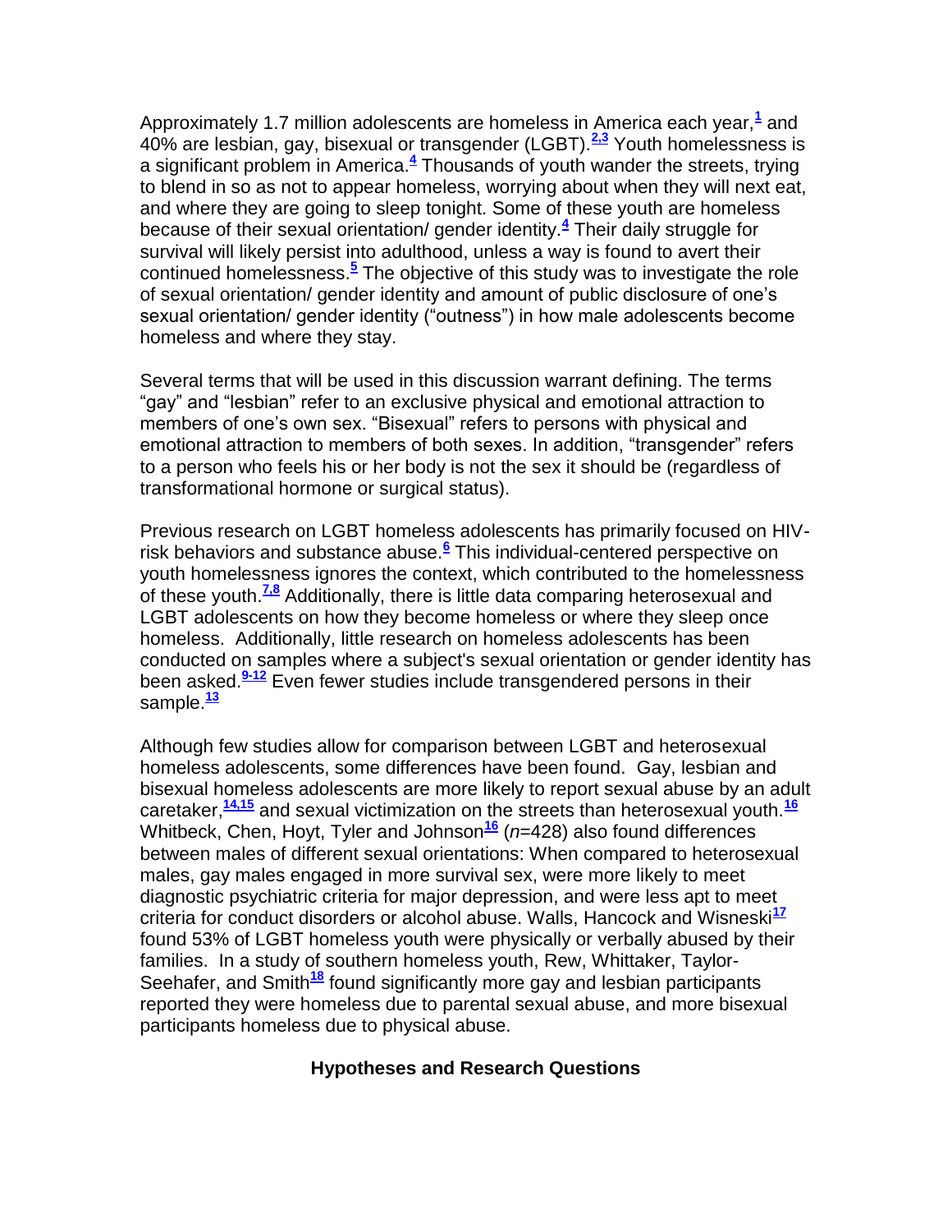Approximately 1.7 million adolescents are homeless in America each year,[1] and 40% are lesbian, gay, bisexual or transgender (LGBT).[2,3] Youth homelessness is a significant problem in America.[4] Thousands of youth wander the streets, trying to blend in so as not to appear homeless, worrying about when they will next eat, and where they are going to sleep tonight. Some of these youth are homeless because of their sexual orientation/ gender identity.[4] Their daily struggle for survival will likely persist into adulthood, unless a way is found to avert their continued homelessness.[5] The objective of this study was to investigate the role of sexual orientation/ gender identity and amount of public disclosure of one's sexual orientation/ gender identity ("outness") in how male adolescents become homeless and where they stay.

Several terms that will be used in this discussion warrant defining. The terms "gay" and "lesbian" refer to an exclusive physical and emotional attraction to members of one's own sex. "Bisexual" refers to persons with physical and emotional attraction to members of both sexes. In addition, "transgender" refers to a person who feels his or her body is not the sex it should be (regardless of transformational hormone or surgical status).

Previous research on LGBT homeless adolescents has primarily focused on HIV-risk behaviors and substance abuse.[6] This individual-centered perspective on youth homelessness ignores the context, which contributed to the homelessness of these youth.[7,8] Additionally, there is little data comparing heterosexual and LGBT adolescents on how they become homeless or where they sleep once homeless. Additionally, little research on homeless adolescents has been conducted on samples where a subject's sexual orientation or gender identity has been asked.[9-12] Even fewer studies include transgendered persons in their sample.[13]

Although few studies allow for comparison between LGBT and heterosexual homeless adolescents, some differences have been found. Gay, lesbian and bisexual homeless adolescents are more likely to report sexual abuse by an adult caretaker,[14,15] and sexual victimization on the streets than heterosexual youth.[16] Whitbeck, Chen, Hoyt, Tyler and Johnson[16] (*n*=428) also found differences between males of different sexual orientations: When compared to heterosexual males, gay males engaged in more survival sex, were more likely to meet diagnostic psychiatric criteria for major depression, and were less apt to meet criteria for conduct disorders or alcohol abuse. Walls, Hancock and Wisneski[17] found 53% of LGBT homeless youth were physically or verbally abused by their families. In a study of southern homeless youth, Rew, Whittaker, Taylor-Seehafer, and Smith[18] found significantly more gay and lesbian participants reported they were homeless due to parental sexual abuse, and more bisexual participants homeless due to physical abuse.

### Hypotheses and Research Questions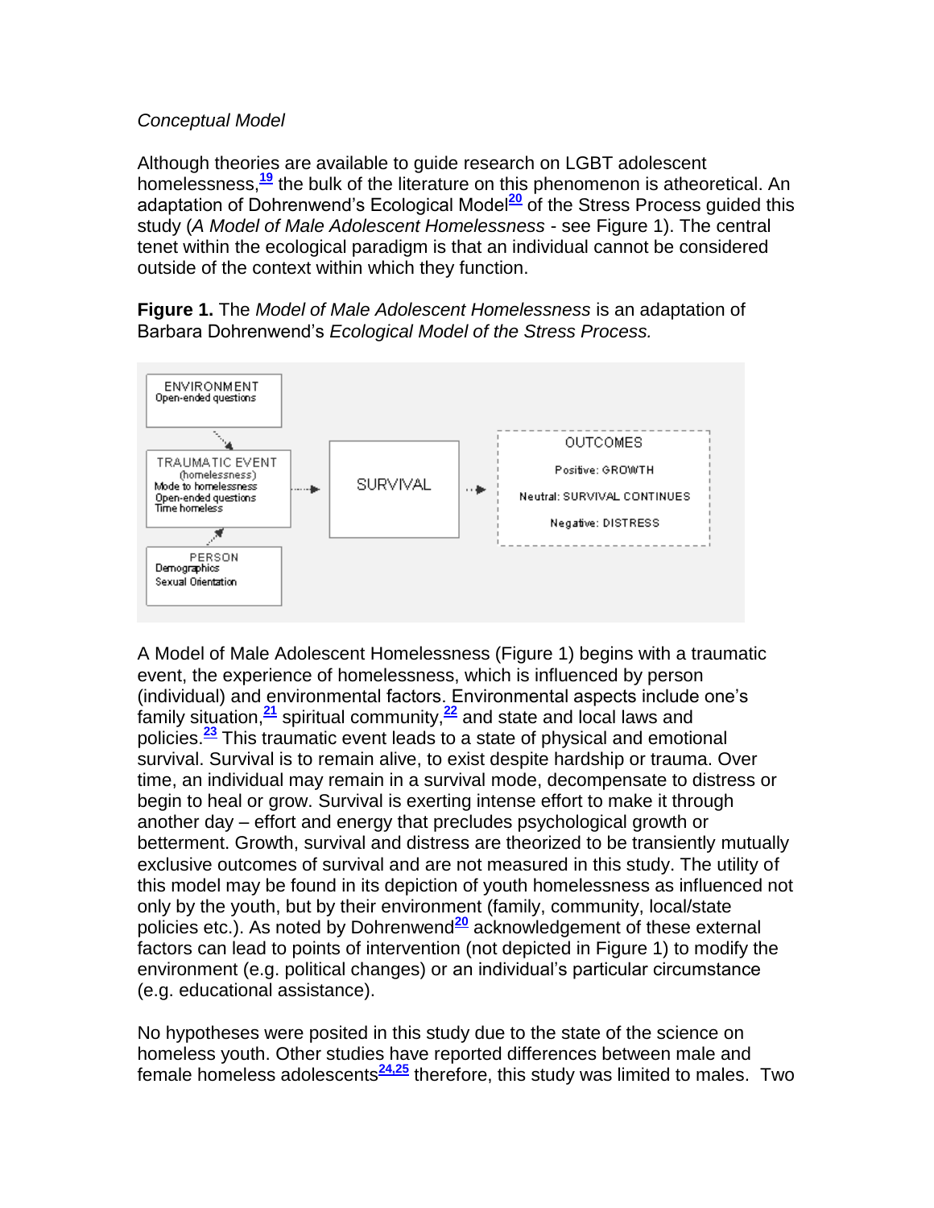*Conceptual Model*

Although theories are available to guide research on LGBT adolescent homelessness,[19] the bulk of the literature on this phenomenon is atheoretical. An adaptation of Dohrenwend's Ecological Model[20] of the Stress Process guided this study (*A Model of Male Adolescent Homelessness* - see Figure 1). The central tenet within the ecological paradigm is that an individual cannot be considered outside of the context within which they function.

**Figure 1.** The *Model of Male Adolescent Homelessness* is an adaptation of Barbara Dohrenwend's *Ecological Model of the Stress Process.*

ENVIRONMENT
Open-ended questions

TRAUMATIC EVENT
(homelessness)
Mode to homelessness
Open-ended questions
Time homeless

PERSON
Demographics
Sexual Orientation

SURVIVAL

OUTCOMES
Positive: GROWTH
Neutral: SURVIVAL CONTINUES
Negative: DISTRESS

A Model of Male Adolescent Homelessness (Figure 1) begins with a traumatic event, the experience of homelessness, which is influenced by person (individual) and environmental factors. Environmental aspects include one's family situation,[21] spiritual community,[22] and state and local laws and policies.[23] This traumatic event leads to a state of physical and emotional survival. Survival is to remain alive, to exist despite hardship or trauma. Over time, an individual may remain in a survival mode, decompensate to distress or begin to heal or grow. Survival is exerting intense effort to make it through another day – effort and energy that precludes psychological growth or betterment. Growth, survival and distress are theorized to be transiently mutually exclusive outcomes of survival and are not measured in this study. The utility of this model may be found in its depiction of youth homelessness as influenced not only by the youth, but by their environment (family, community, local/state policies etc.). As noted by Dohrenwend[20] acknowledgement of these external factors can lead to points of intervention (not depicted in Figure 1) to modify the environment (e.g. political changes) or an individual's particular circumstance (e.g. educational assistance).

No hypotheses were posited in this study due to the state of the science on homeless youth. Other studies have reported differences between male and female homeless adolescents[24,25] therefore, this study was limited to males. Two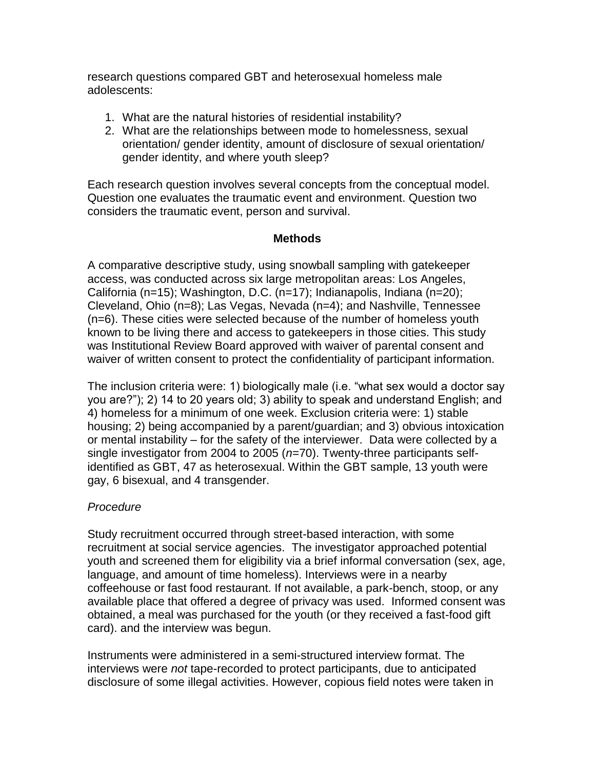research questions compared GBT and heterosexual homeless male adolescents:

1. What are the natural histories of residential instability?
2. What are the relationships between mode to homelessness, sexual orientation/ gender identity, amount of disclosure of sexual orientation/ gender identity, and where youth sleep?

Each research question involves several concepts from the conceptual model. Question one evaluates the traumatic event and environment. Question two considers the traumatic event, person and survival.

## Methods

A comparative descriptive study, using snowball sampling with gatekeeper access, was conducted across six large metropolitan areas: Los Angeles, California (n=15); Washington, D.C. (n=17); Indianapolis, Indiana (n=20); Cleveland, Ohio (n=8); Las Vegas, Nevada (n=4); and Nashville, Tennessee (n=6). These cities were selected because of the number of homeless youth known to be living there and access to gatekeepers in those cities. This study was Institutional Review Board approved with waiver of parental consent and waiver of written consent to protect the confidentiality of participant information.

The inclusion criteria were: 1) biologically male (i.e. "what sex would a doctor say you are?"); 2) 14 to 20 years old; 3) ability to speak and understand English; and 4) homeless for a minimum of one week. Exclusion criteria were: 1) stable housing; 2) being accompanied by a parent/guardian; and 3) obvious intoxication or mental instability – for the safety of the interviewer. Data were collected by a single investigator from 2004 to 2005 (*n*=70). Twenty-three participants self-identified as GBT, 47 as heterosexual. Within the GBT sample, 13 youth were gay, 6 bisexual, and 4 transgender.

### *Procedure*

Study recruitment occurred through street-based interaction, with some recruitment at social service agencies. The investigator approached potential youth and screened them for eligibility via a brief informal conversation (sex, age, language, and amount of time homeless). Interviews were in a nearby coffeehouse or fast food restaurant. If not available, a park-bench, stoop, or any available place that offered a degree of privacy was used. Informed consent was obtained, a meal was purchased for the youth (or they received a fast-food gift card). and the interview was begun.

Instruments were administered in a semi-structured interview format. The interviews were *not* tape-recorded to protect participants, due to anticipated disclosure of some illegal activities. However, copious field notes were taken in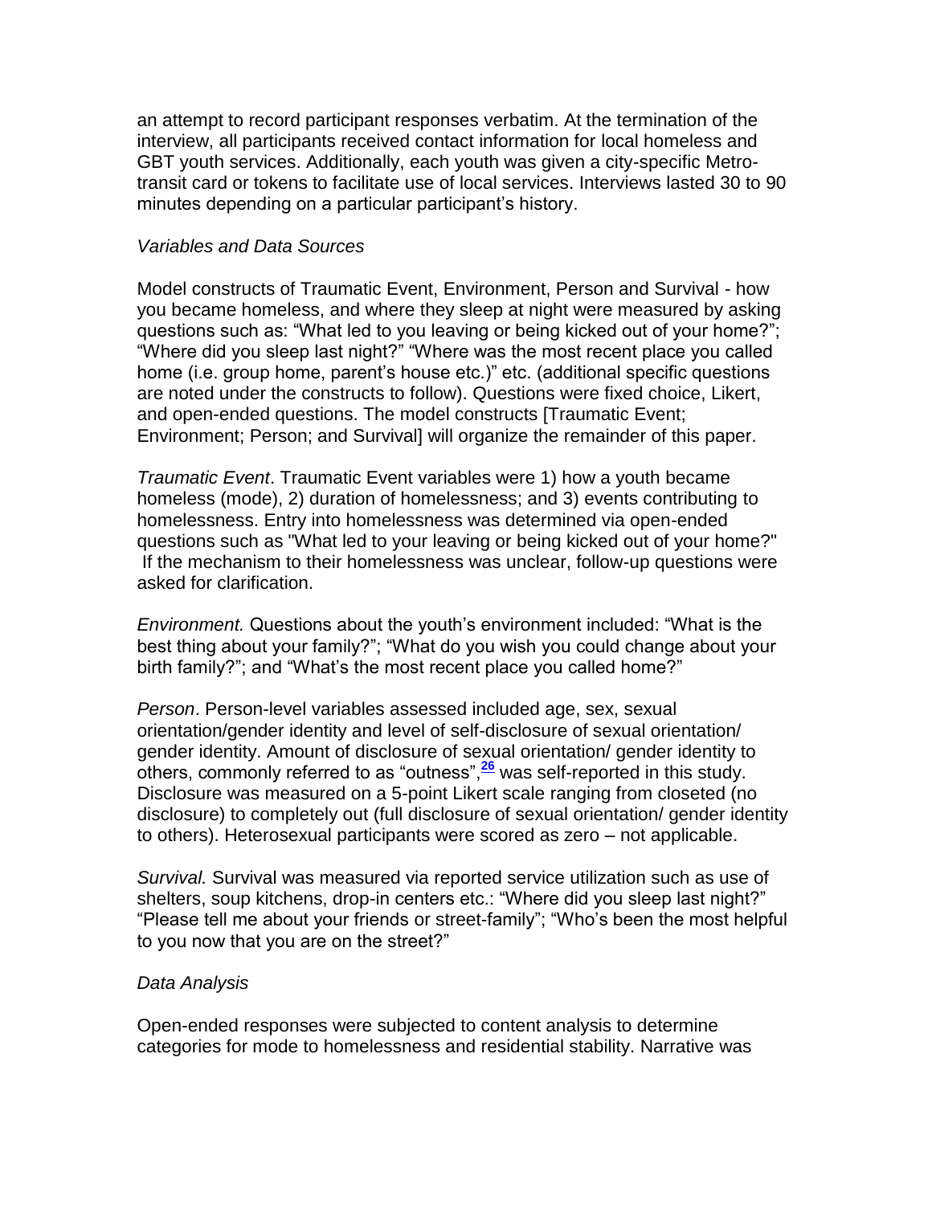an attempt to record participant responses verbatim. At the termination of the interview, all participants received contact information for local homeless and GBT youth services. Additionally, each youth was given a city-specific Metro-transit card or tokens to facilitate use of local services. Interviews lasted 30 to 90 minutes depending on a particular participant's history.

*Variables and Data Sources*

Model constructs of Traumatic Event, Environment, Person and Survival - how you became homeless, and where they sleep at night were measured by asking questions such as: "What led to you leaving or being kicked out of your home?"; "Where did you sleep last night?" "Where was the most recent place you called home (i.e. group home, parent's house etc.)" etc. (additional specific questions are noted under the constructs to follow). Questions were fixed choice, Likert, and open-ended questions. The model constructs [Traumatic Event; Environment; Person; and Survival] will organize the remainder of this paper.

*Traumatic Event*. Traumatic Event variables were 1) how a youth became homeless (mode), 2) duration of homelessness; and 3) events contributing to homelessness. Entry into homelessness was determined via open-ended questions such as "What led to your leaving or being kicked out of your home?" If the mechanism to their homelessness was unclear, follow-up questions were asked for clarification.

*Environment.* Questions about the youth's environment included: "What is the best thing about your family?"; "What do you wish you could change about your birth family?"; and "What's the most recent place you called home?"

*Person*. Person-level variables assessed included age, sex, sexual orientation/gender identity and level of self-disclosure of sexual orientation/ gender identity. Amount of disclosure of sexual orientation/ gender identity to others, commonly referred to as "outness",[26] was self-reported in this study. Disclosure was measured on a 5-point Likert scale ranging from closeted (no disclosure) to completely out (full disclosure of sexual orientation/ gender identity to others). Heterosexual participants were scored as zero – not applicable.

*Survival.* Survival was measured via reported service utilization such as use of shelters, soup kitchens, drop-in centers etc.: "Where did you sleep last night?" "Please tell me about your friends or street-family"; "Who's been the most helpful to you now that you are on the street?"

*Data Analysis*

Open-ended responses were subjected to content analysis to determine categories for mode to homelessness and residential stability. Narrative was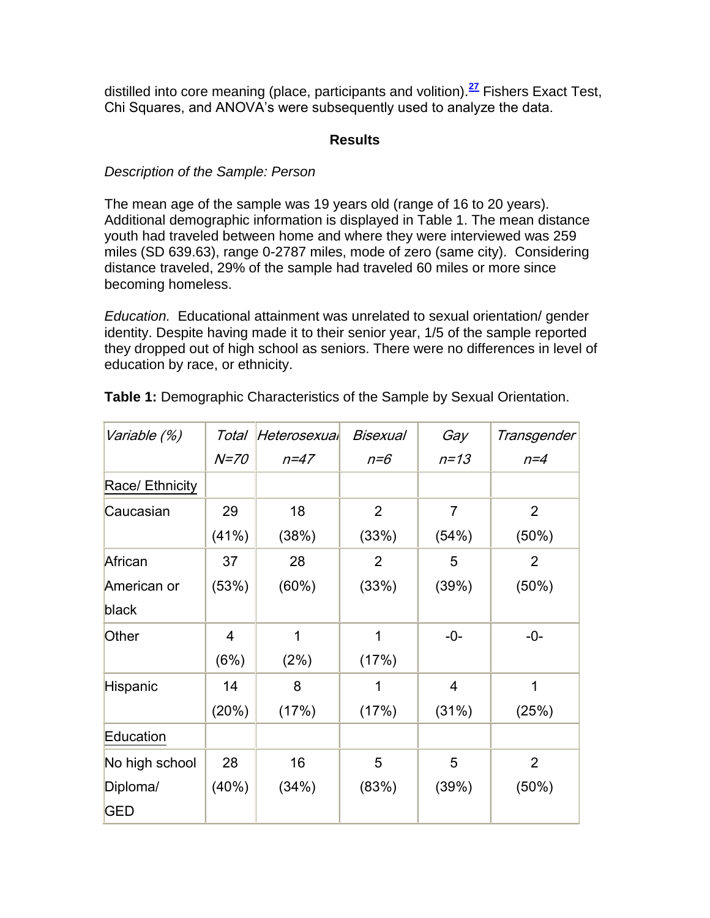distilled into core meaning (place, participants and volition).[27] Fishers Exact Test, Chi Squares, and ANOVA's were subsequently used to analyze the data.

## Results

*Description of the Sample: Person*

The mean age of the sample was 19 years old (range of 16 to 20 years). Additional demographic information is displayed in Table 1. The mean distance youth had traveled between home and where they were interviewed was 259 miles (SD 639.63), range 0-2787 miles, mode of zero (same city). Considering distance traveled, 29% of the sample had traveled 60 miles or more since becoming homeless.

*Education.* Educational attainment was unrelated to sexual orientation/ gender identity. Despite having made it to their senior year, 1/5 of the sample reported they dropped out of high school as seniors. There were no differences in level of education by race, or ethnicity.

**Table 1:** Demographic Characteristics of the Sample by Sexual Orientation.

| *Variable (%)* | *Total N=70* | *Heterosexual n=47* | *Bisexual n=6* | *Gay n=13* | *Transgender n=4* |
|---|---|---|---|---|---|
| Race/ Ethnicity | | | | | |
| Caucasian | 29 (41%) | 18 (38%) | 2 (33%) | 7 (54%) | 2 (50%) |
| African American or black | 37 (53%) | 28 (60%) | 2 (33%) | 5 (39%) | 2 (50%) |
| Other | 4 (6%) | 1 (2%) | 1 (17%) | -0- | -0- |
| Hispanic | 14 (20%) | 8 (17%) | 1 (17%) | 4 (31%) | 1 (25%) |
| Education | | | | | |
| No high school Diploma/ GED | 28 (40%) | 16 (34%) | 5 (83%) | 5 (39%) | 2 (50%) |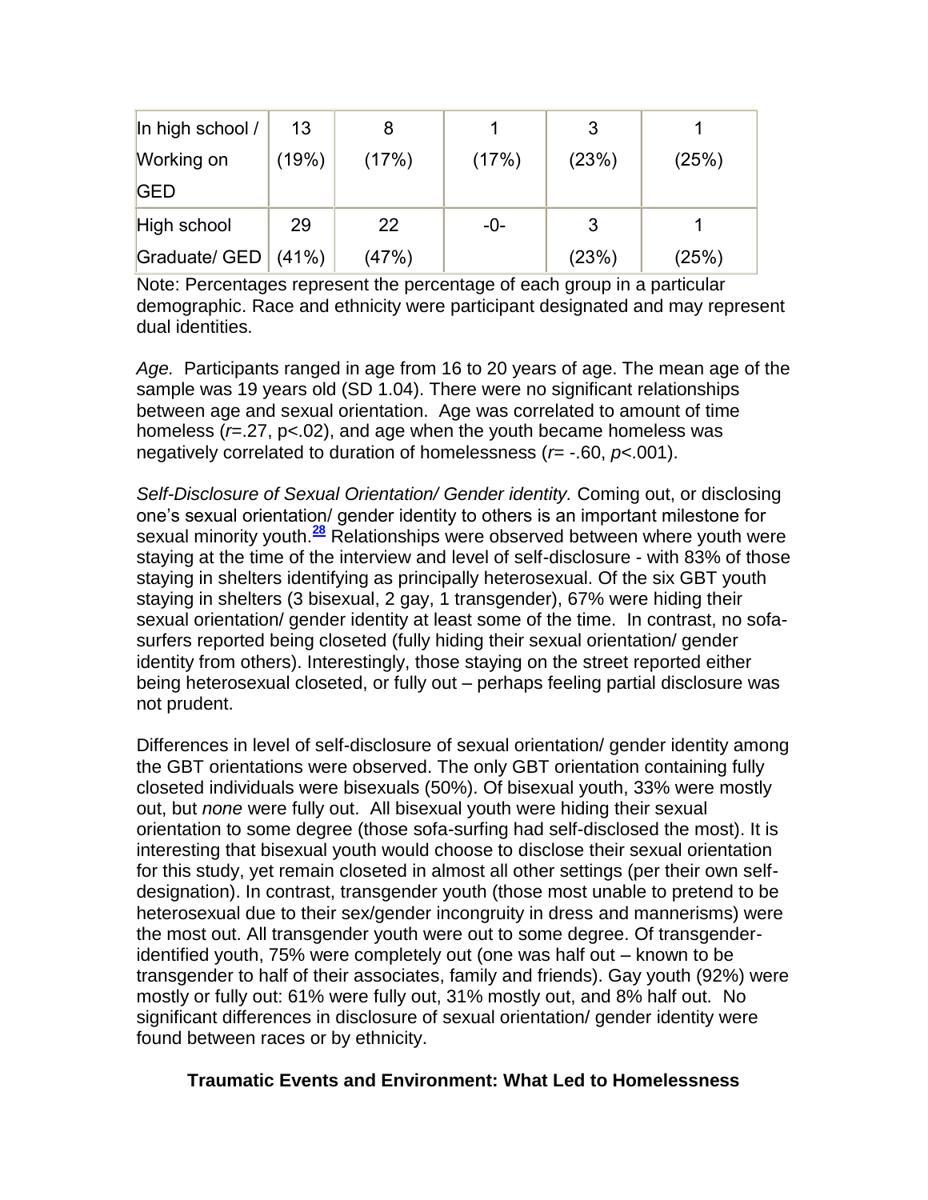| | | | | | |
|---|---|---|---|---|---|
| In high school / Working on GED | 13 (19%) | 8 (17%) | 1 (17%) | 3 (23%) | 1 (25%) |
| High school Graduate/ GED | 29 (41%) | 22 (47%) | -0- | 3 (23%) | 1 (25%) |

Note: Percentages represent the percentage of each group in a particular demographic. Race and ethnicity were participant designated and may represent dual identities.

*Age.* Participants ranged in age from 16 to 20 years of age. The mean age of the sample was 19 years old (SD 1.04). There were no significant relationships between age and sexual orientation. Age was correlated to amount of time homeless ($r$=.27, p<.02), and age when the youth became homeless was negatively correlated to duration of homelessness ($r$= -.60, $p$<.001).

*Self-Disclosure of Sexual Orientation/ Gender identity.* Coming out, or disclosing one's sexual orientation/ gender identity to others is an important milestone for sexual minority youth.[28] Relationships were observed between where youth were staying at the time of the interview and level of self-disclosure - with 83% of those staying in shelters identifying as principally heterosexual. Of the six GBT youth staying in shelters (3 bisexual, 2 gay, 1 transgender), 67% were hiding their sexual orientation/ gender identity at least some of the time. In contrast, no sofa-surfers reported being closeted (fully hiding their sexual orientation/ gender identity from others). Interestingly, those staying on the street reported either being heterosexual closeted, or fully out – perhaps feeling partial disclosure was not prudent.

Differences in level of self-disclosure of sexual orientation/ gender identity among the GBT orientations were observed. The only GBT orientation containing fully closeted individuals were bisexuals (50%). Of bisexual youth, 33% were mostly out, but *none* were fully out. All bisexual youth were hiding their sexual orientation to some degree (those sofa-surfing had self-disclosed the most). It is interesting that bisexual youth would choose to disclose their sexual orientation for this study, yet remain closeted in almost all other settings (per their own self-designation). In contrast, transgender youth (those most unable to pretend to be heterosexual due to their sex/gender incongruity in dress and mannerisms) were the most out. All transgender youth were out to some degree. Of transgender-identified youth, 75% were completely out (one was half out – known to be transgender to half of their associates, family and friends). Gay youth (92%) were mostly or fully out: 61% were fully out, 31% mostly out, and 8% half out. No significant differences in disclosure of sexual orientation/ gender identity were found between races or by ethnicity.

**Traumatic Events and Environment: What Led to Homelessness**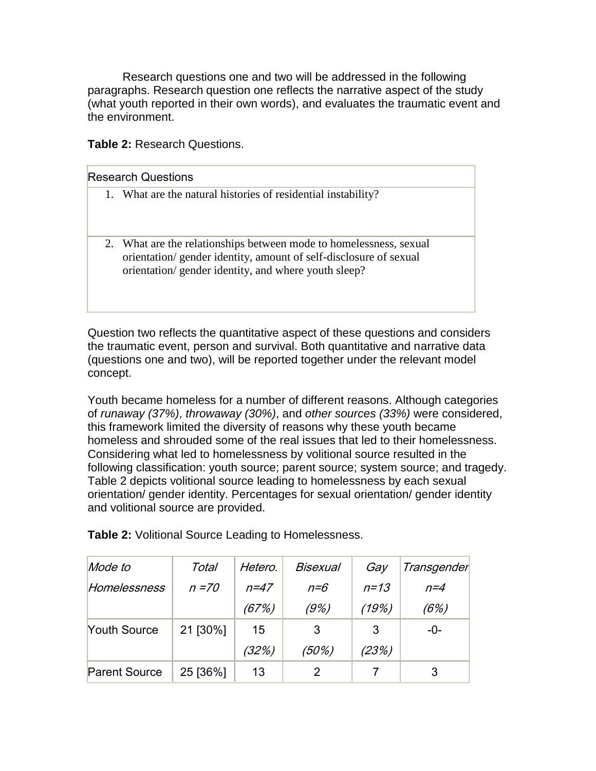Research questions one and two will be addressed in the following paragraphs. Research question one reflects the narrative aspect of the study (what youth reported in their own words), and evaluates the traumatic event and the environment.

**Table 2:** Research Questions.

| Research Questions |
| --- |
| 1. What are the natural histories of residential instability? |
| 2. What are the relationships between mode to homelessness, sexual orientation/ gender identity, amount of self-disclosure of sexual orientation/ gender identity, and where youth sleep? |

Question two reflects the quantitative aspect of these questions and considers the traumatic event, person and survival. Both quantitative and narrative data (questions one and two), will be reported together under the relevant model concept.

Youth became homeless for a number of different reasons. Although categories of *runaway (37%)*, *throwaway (30%)*, and *other sources (33%)* were considered, this framework limited the diversity of reasons why these youth became homeless and shrouded some of the real issues that led to their homelessness. Considering what led to homelessness by volitional source resulted in the following classification: youth source; parent source; system source; and tragedy. Table 2 depicts volitional source leading to homelessness by each sexual orientation/ gender identity. Percentages for sexual orientation/ gender identity and volitional source are provided.

**Table 2:** Volitional Source Leading to Homelessness.

| *Mode to Homelessness* | *Total n =70* | *Hetero. n=47 (67%)* | *Bisexual n=6 (9%)* | *Gay n=13 (19%)* | *Transgender n=4 (6%)* |
| --- | --- | --- | --- | --- | --- |
| Youth Source | 21 [30%] | 15 *(32%)* | 3 *(50%)* | 3 *(23%)* | -0- |
| Parent Source | 25 [36%] | 13 | 2 | 7 | 3 |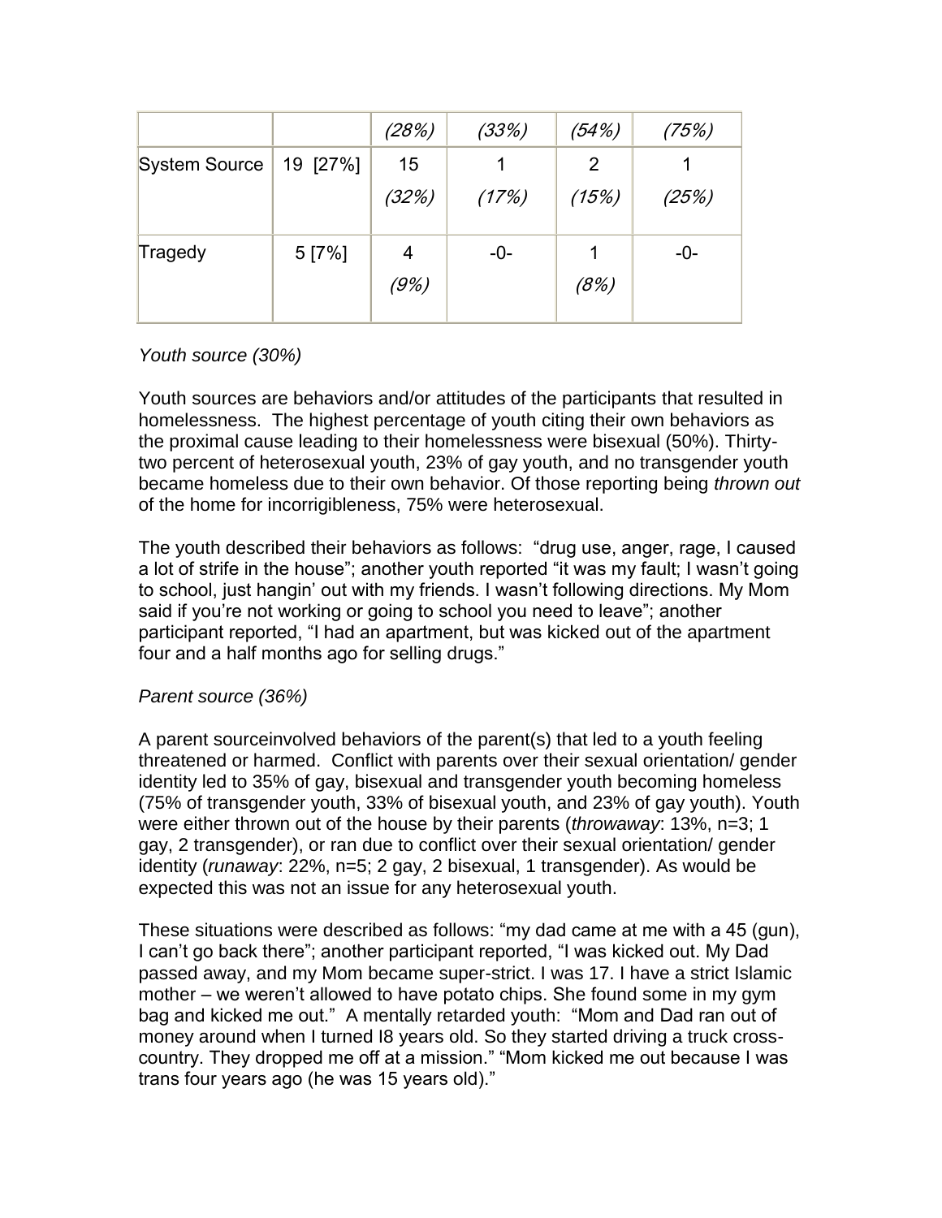| | | | | | |
|---|---|---|---|---|---|
| | | *(28%)* | *(33%)* | *(54%)* | *(75%)* |
| System Source | 19 [27%] | 15<br>*(32%)* | 1<br>*(17%)* | 2<br>*(15%)* | 1<br>*(25%)* |
| Tragedy | 5 [7%] | 4<br>*(9%)* | -0- | 1<br>*(8%)* | -0- |

*Youth source (30%)*

Youth sources are behaviors and/or attitudes of the participants that resulted in homelessness. The highest percentage of youth citing their own behaviors as the proximal cause leading to their homelessness were bisexual (50%). Thirty-two percent of heterosexual youth, 23% of gay youth, and no transgender youth became homeless due to their own behavior. Of those reporting being *thrown out* of the home for incorrigibleness, 75% were heterosexual.

The youth described their behaviors as follows: "drug use, anger, rage, I caused a lot of strife in the house"; another youth reported "it was my fault; I wasn't going to school, just hangin' out with my friends. I wasn't following directions. My Mom said if you're not working or going to school you need to leave"; another participant reported, "I had an apartment, but was kicked out of the apartment four and a half months ago for selling drugs."

*Parent source (36%)*

A parent sourceinvolved behaviors of the parent(s) that led to a youth feeling threatened or harmed. Conflict with parents over their sexual orientation/ gender identity led to 35% of gay, bisexual and transgender youth becoming homeless (75% of transgender youth, 33% of bisexual youth, and 23% of gay youth). Youth were either thrown out of the house by their parents (*throwaway*: 13%, n=3; 1 gay, 2 transgender), or ran due to conflict over their sexual orientation/ gender identity (*runaway*: 22%, n=5; 2 gay, 2 bisexual, 1 transgender). As would be expected this was not an issue for any heterosexual youth.

These situations were described as follows: "my dad came at me with a 45 (gun), I can't go back there"; another participant reported, "I was kicked out. My Dad passed away, and my Mom became super-strict. I was 17. I have a strict Islamic mother – we weren't allowed to have potato chips. She found some in my gym bag and kicked me out." A mentally retarded youth: "Mom and Dad ran out of money around when I turned I8 years old. So they started driving a truck cross-country. They dropped me off at a mission." "Mom kicked me out because I was trans four years ago (he was 15 years old)."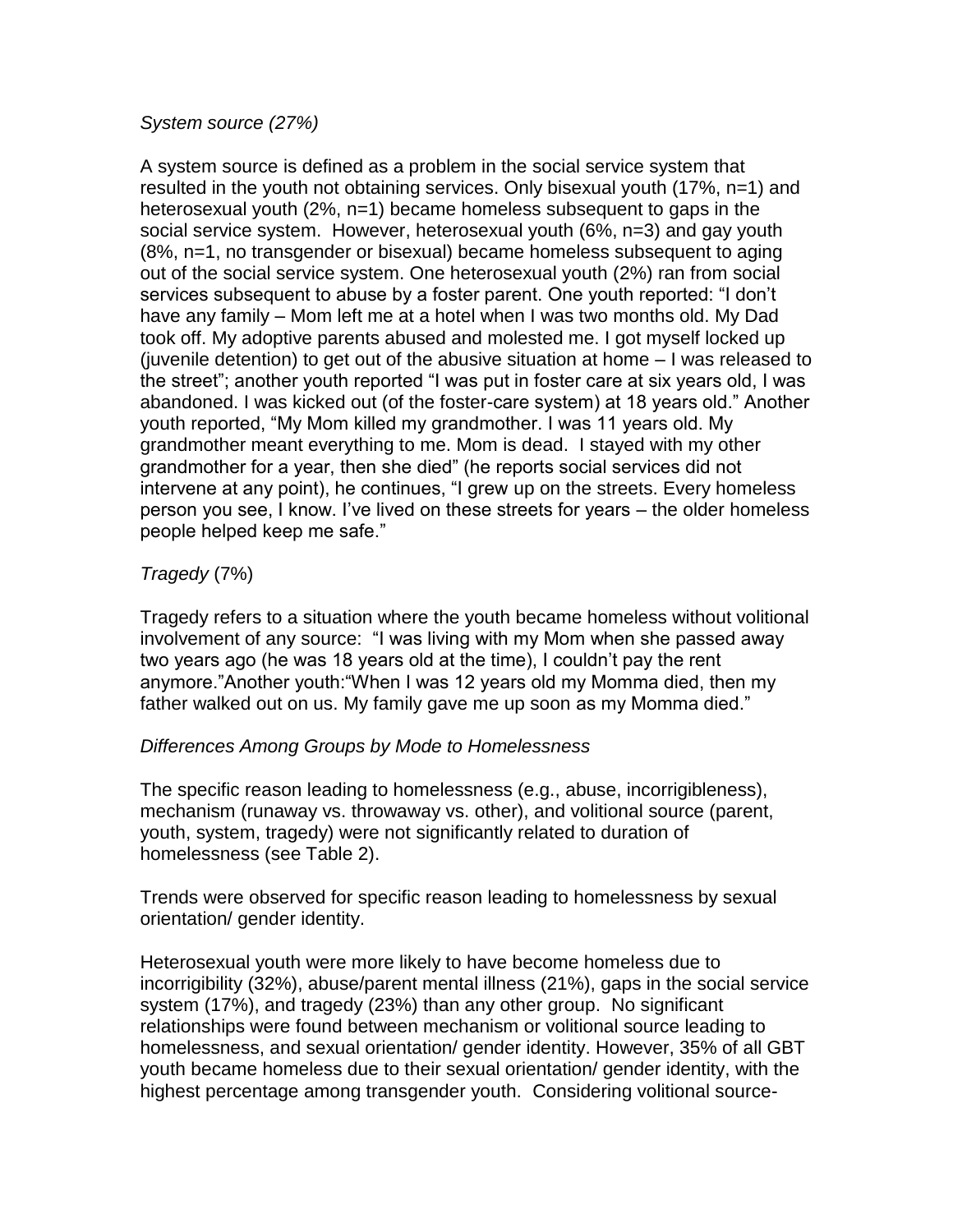*System source (27%)*

A system source is defined as a problem in the social service system that resulted in the youth not obtaining services. Only bisexual youth (17%, n=1) and heterosexual youth (2%, n=1) became homeless subsequent to gaps in the social service system. However, heterosexual youth (6%, n=3) and gay youth (8%, n=1, no transgender or bisexual) became homeless subsequent to aging out of the social service system. One heterosexual youth (2%) ran from social services subsequent to abuse by a foster parent. One youth reported: "I don't have any family – Mom left me at a hotel when I was two months old. My Dad took off. My adoptive parents abused and molested me. I got myself locked up (juvenile detention) to get out of the abusive situation at home – I was released to the street"; another youth reported "I was put in foster care at six years old, I was abandoned. I was kicked out (of the foster-care system) at 18 years old." Another youth reported, "My Mom killed my grandmother. I was 11 years old. My grandmother meant everything to me. Mom is dead. I stayed with my other grandmother for a year, then she died" (he reports social services did not intervene at any point), he continues, "I grew up on the streets. Every homeless person you see, I know. I've lived on these streets for years – the older homeless people helped keep me safe."

*Tragedy* (7%)

Tragedy refers to a situation where the youth became homeless without volitional involvement of any source: "I was living with my Mom when she passed away two years ago (he was 18 years old at the time), I couldn't pay the rent anymore."Another youth:"When I was 12 years old my Momma died, then my father walked out on us. My family gave me up soon as my Momma died."

*Differences Among Groups by Mode to Homelessness*

The specific reason leading to homelessness (e.g., abuse, incorrigibleness), mechanism (runaway vs. throwaway vs. other), and volitional source (parent, youth, system, tragedy) were not significantly related to duration of homelessness (see Table 2).

Trends were observed for specific reason leading to homelessness by sexual orientation/ gender identity.

Heterosexual youth were more likely to have become homeless due to incorrigibility (32%), abuse/parent mental illness (21%), gaps in the social service system (17%), and tragedy (23%) than any other group. No significant relationships were found between mechanism or volitional source leading to homelessness, and sexual orientation/ gender identity. However, 35% of all GBT youth became homeless due to their sexual orientation/ gender identity, with the highest percentage among transgender youth. Considering volitional source-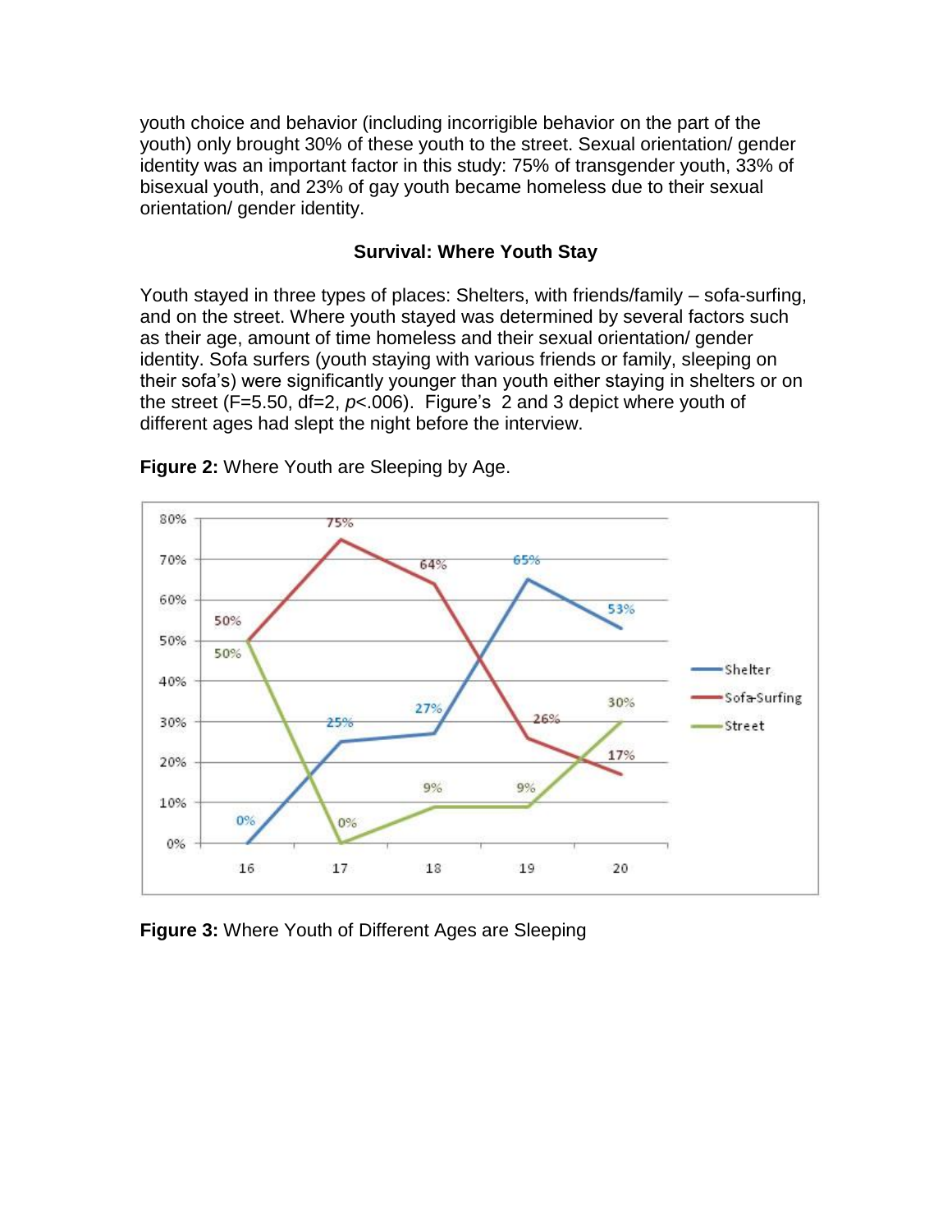youth choice and behavior (including incorrigible behavior on the part of the youth) only brought 30% of these youth to the street. Sexual orientation/ gender identity was an important factor in this study: 75% of transgender youth, 33% of bisexual youth, and 23% of gay youth became homeless due to their sexual orientation/ gender identity.

### Survival: Where Youth Stay

Youth stayed in three types of places: Shelters, with friends/family – sofa-surfing, and on the street. Where youth stayed was determined by several factors such as their age, amount of time homeless and their sexual orientation/ gender identity. Sofa surfers (youth staying with various friends or family, sleeping on their sofa's) were significantly younger than youth either staying in shelters or on the street ($F=5.50$, $df=2$, $p<.006$). Figure's 2 and 3 depict where youth of different ages had slept the night before the interview.

**Figure 2:** Where Youth are Sleeping by Age.

80%
70%
60%
50%
40%
30%
20%
10%
0%

16
17
18
19
20

Shelter
Sofa-Surfing
Street

50%
50%
0%
75%
25%
0%
64%
27%
9%
65%
26%
9%
53%
30%
17%

**Figure 3:** Where Youth of Different Ages are Sleeping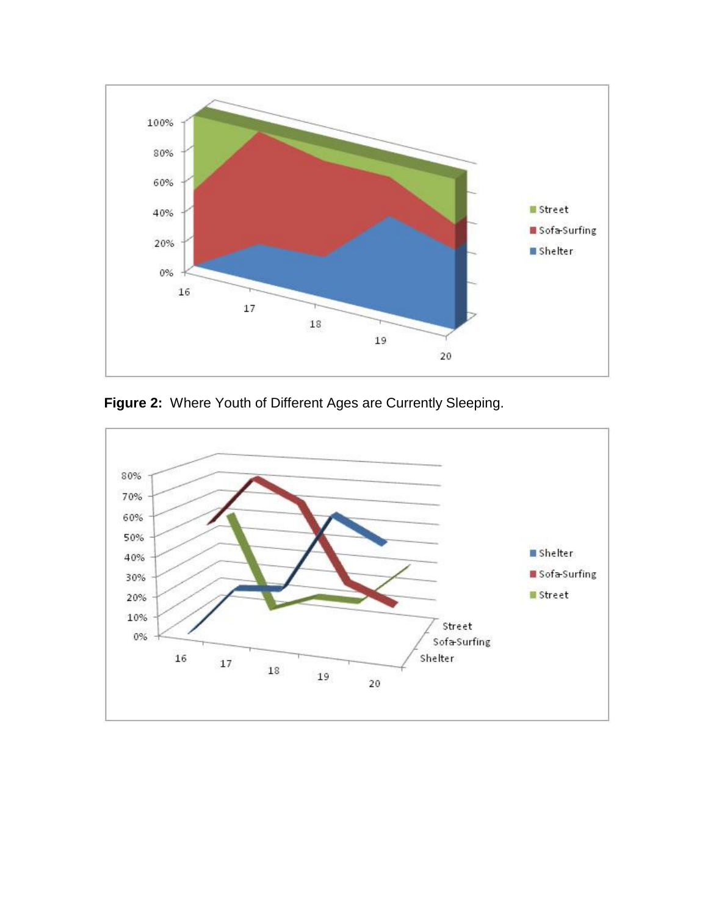100%
80%
60%
40%
20%
0%
16
17
18
19
20
Street
Sofa-Surfing
Shelter

**Figure 2:** Where Youth of Different Ages are Currently Sleeping.

80%
70%
60%
50%
40%
30%
20%
10%
0%
16
17
18
19
20
Street
Sofa-Surfing
Shelter
Shelter
Sofa-Surfing
Street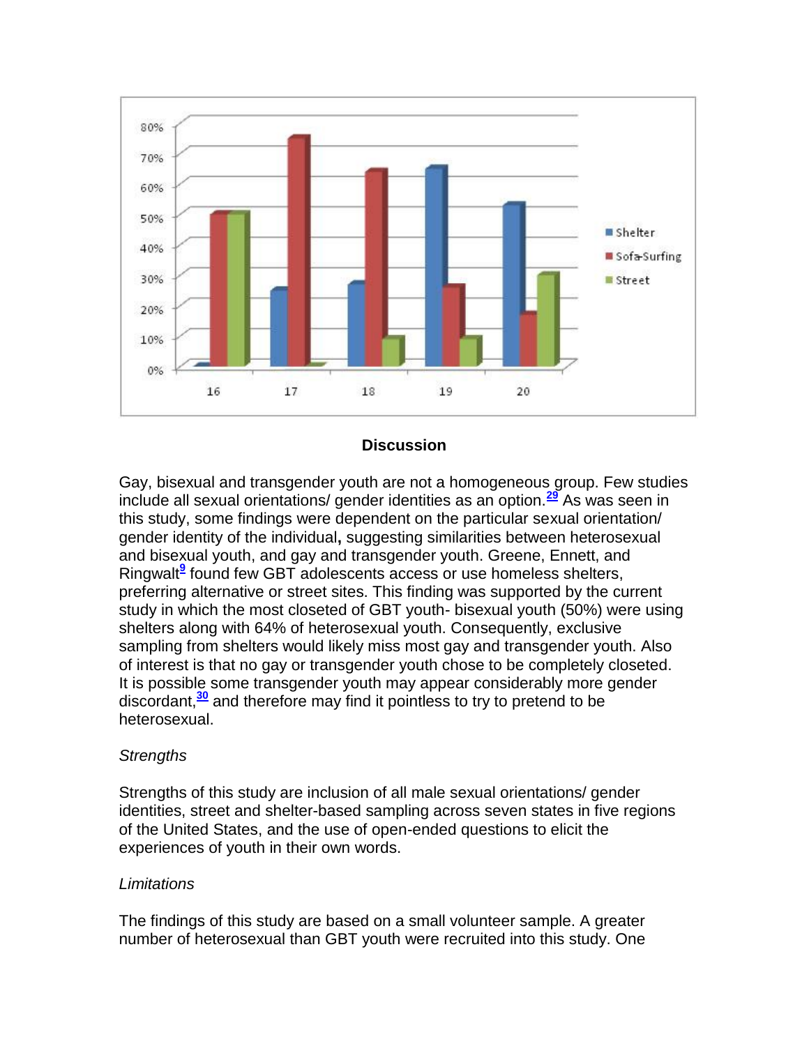80%
70%
60%
50%
40%
30%
20%
10%
0%

16
17
18
19
20

Shelter
Sofa-Surfing
Street

## Discussion

Gay, bisexual and transgender youth are not a homogeneous group. Few studies include all sexual orientations/ gender identities as an option.[29] As was seen in this study, some findings were dependent on the particular sexual orientation/ gender identity of the individual**,** suggesting similarities between heterosexual and bisexual youth, and gay and transgender youth. Greene, Ennett, and Ringwalt[9] found few GBT adolescents access or use homeless shelters, preferring alternative or street sites. This finding was supported by the current study in which the most closeted of GBT youth- bisexual youth (50%) were using shelters along with 64% of heterosexual youth. Consequently, exclusive sampling from shelters would likely miss most gay and transgender youth. Also of interest is that no gay or transgender youth chose to be completely closeted. It is possible some transgender youth may appear considerably more gender discordant,[30] and therefore may find it pointless to try to pretend to be heterosexual.

### *Strengths*

Strengths of this study are inclusion of all male sexual orientations/ gender identities, street and shelter-based sampling across seven states in five regions of the United States, and the use of open-ended questions to elicit the experiences of youth in their own words.

### *Limitations*

The findings of this study are based on a small volunteer sample. A greater number of heterosexual than GBT youth were recruited into this study. One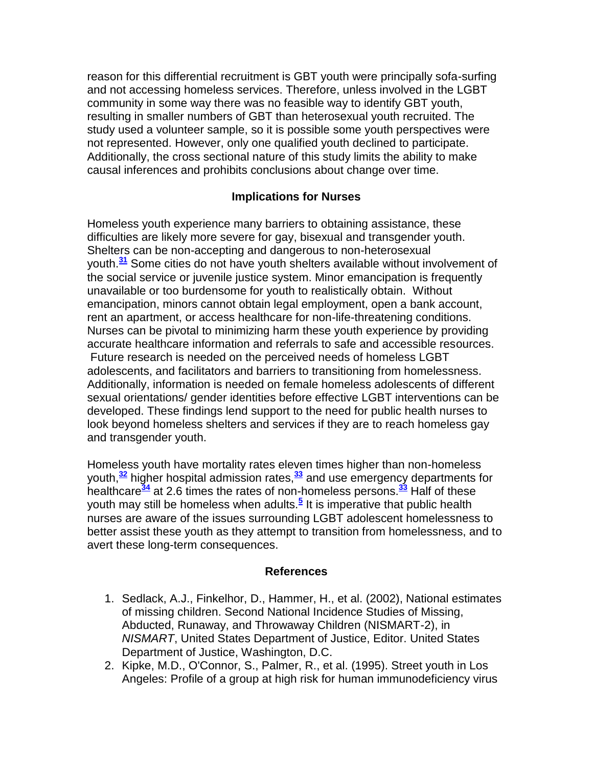reason for this differential recruitment is GBT youth were principally sofa-surfing and not accessing homeless services. Therefore, unless involved in the LGBT community in some way there was no feasible way to identify GBT youth, resulting in smaller numbers of GBT than heterosexual youth recruited. The study used a volunteer sample, so it is possible some youth perspectives were not represented. However, only one qualified youth declined to participate. Additionally, the cross sectional nature of this study limits the ability to make causal inferences and prohibits conclusions about change over time.

### Implications for Nurses

Homeless youth experience many barriers to obtaining assistance, these difficulties are likely more severe for gay, bisexual and transgender youth. Shelters can be non-accepting and dangerous to non-heterosexual youth.[31] Some cities do not have youth shelters available without involvement of the social service or juvenile justice system. Minor emancipation is frequently unavailable or too burdensome for youth to realistically obtain. Without emancipation, minors cannot obtain legal employment, open a bank account, rent an apartment, or access healthcare for non-life-threatening conditions. Nurses can be pivotal to minimizing harm these youth experience by providing accurate healthcare information and referrals to safe and accessible resources. Future research is needed on the perceived needs of homeless LGBT adolescents, and facilitators and barriers to transitioning from homelessness. Additionally, information is needed on female homeless adolescents of different sexual orientations/ gender identities before effective LGBT interventions can be developed. These findings lend support to the need for public health nurses to look beyond homeless shelters and services if they are to reach homeless gay and transgender youth.

Homeless youth have mortality rates eleven times higher than non-homeless youth,[32] higher hospital admission rates,[33] and use emergency departments for healthcare[34] at 2.6 times the rates of non-homeless persons.[33] Half of these youth may still be homeless when adults.[5] It is imperative that public health nurses are aware of the issues surrounding LGBT adolescent homelessness to better assist these youth as they attempt to transition from homelessness, and to avert these long-term consequences.

### References

1. Sedlack, A.J., Finkelhor, D., Hammer, H., et al. (2002), National estimates of missing children. Second National Incidence Studies of Missing, Abducted, Runaway, and Throwaway Children (NISMART-2), in *NISMART*, United States Department of Justice, Editor. United States Department of Justice, Washington, D.C.
2. Kipke, M.D., O'Connor, S., Palmer, R., et al. (1995). Street youth in Los Angeles: Profile of a group at high risk for human immunodeficiency virus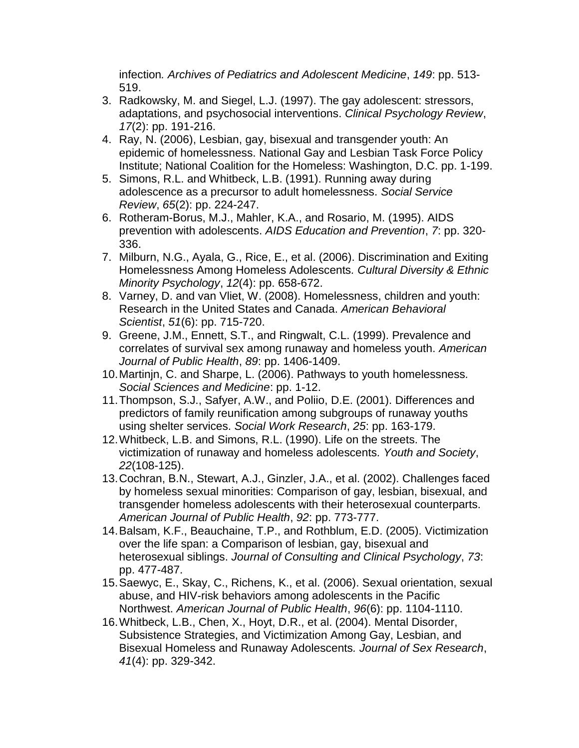infection*. Archives of Pediatrics and Adolescent Medicine*, *149*: pp. 513-519.

3. Radkowsky, M. and Siegel, L.J. (1997). The gay adolescent: stressors, adaptations, and psychosocial interventions. *Clinical Psychology Review*, *17*(2): pp. 191-216.
4. Ray, N. (2006), Lesbian, gay, bisexual and transgender youth: An epidemic of homelessness. National Gay and Lesbian Task Force Policy Institute; National Coalition for the Homeless: Washington, D.C. pp. 1-199.
5. Simons, R.L. and Whitbeck, L.B. (1991). Running away during adolescence as a precursor to adult homelessness. *Social Service Review*, *65*(2): pp. 224-247.
6. Rotheram-Borus, M.J., Mahler, K.A., and Rosario, M. (1995). AIDS prevention with adolescents. *AIDS Education and Prevention*, *7*: pp. 320-336.
7. Milburn, N.G., Ayala, G., Rice, E., et al. (2006). Discrimination and Exiting Homelessness Among Homeless Adolescents*. Cultural Diversity & Ethnic Minority Psychology*, *12*(4): pp. 658-672.
8. Varney, D. and van Vliet, W. (2008). Homelessness, children and youth: Research in the United States and Canada. *American Behavioral Scientist*, *51*(6): pp. 715-720.
9. Greene, J.M., Ennett, S.T., and Ringwalt, C.L. (1999). Prevalence and correlates of survival sex among runaway and homeless youth. *American Journal of Public Health*, *89*: pp. 1406-1409.
10. Martinjn, C. and Sharpe, L. (2006). Pathways to youth homelessness*. Social Sciences and Medicine*: pp. 1-12.
11. Thompson, S.J., Safyer, A.W., and Poliio, D.E. (2001). Differences and predictors of family reunification among subgroups of runaway youths using shelter services. *Social Work Research*, *25*: pp. 163-179.
12. Whitbeck, L.B. and Simons, R.L. (1990). Life on the streets. The victimization of runaway and homeless adolescents*. Youth and Society*, *22*(108-125).
13. Cochran, B.N., Stewart, A.J., Ginzler, J.A., et al. (2002). Challenges faced by homeless sexual minorities: Comparison of gay, lesbian, bisexual, and transgender homeless adolescents with their heterosexual counterparts. *American Journal of Public Health*, *92*: pp. 773-777.
14. Balsam, K.F., Beauchaine, T.P., and Rothblum, E.D. (2005). Victimization over the life span: a Comparison of lesbian, gay, bisexual and heterosexual siblings. *Journal of Consulting and Clinical Psychology*, *73*: pp. 477-487.
15. Saewyc, E., Skay, C., Richens, K., et al. (2006). Sexual orientation, sexual abuse, and HIV-risk behaviors among adolescents in the Pacific Northwest. *American Journal of Public Health*, *96*(6): pp. 1104-1110.
16. Whitbeck, L.B., Chen, X., Hoyt, D.R., et al. (2004). Mental Disorder, Subsistence Strategies, and Victimization Among Gay, Lesbian, and Bisexual Homeless and Runaway Adolescents*. Journal of Sex Research*, *41*(4): pp. 329-342.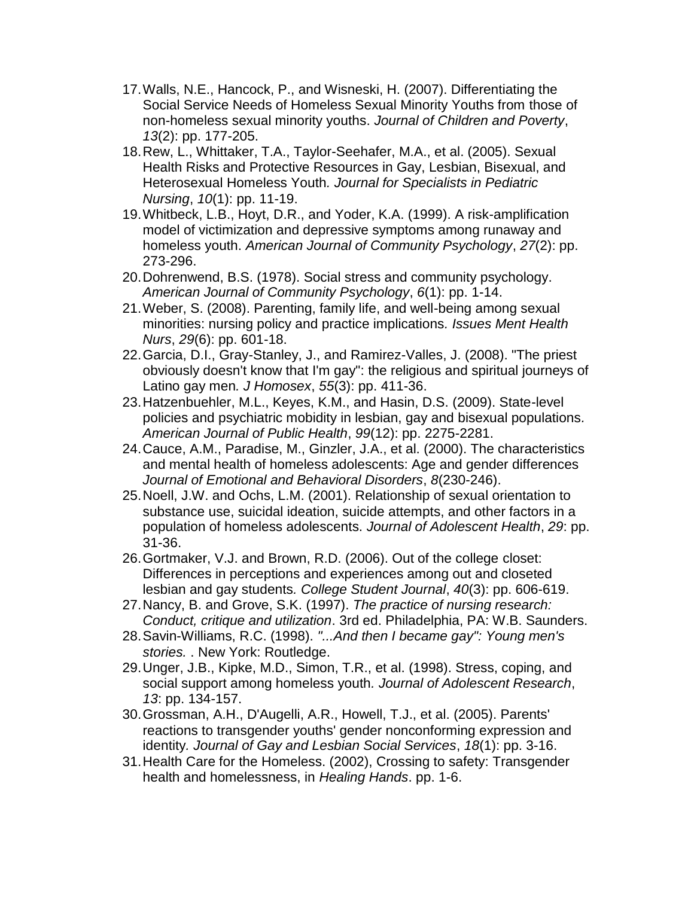17. Walls, N.E., Hancock, P., and Wisneski, H. (2007). Differentiating the Social Service Needs of Homeless Sexual Minority Youths from those of non-homeless sexual minority youths. *Journal of Children and Poverty*, *13*(2): pp. 177-205.
18. Rew, L., Whittaker, T.A., Taylor-Seehafer, M.A., et al. (2005). Sexual Health Risks and Protective Resources in Gay, Lesbian, Bisexual, and Heterosexual Homeless Youth. *Journal for Specialists in Pediatric Nursing*, *10*(1): pp. 11-19.
19. Whitbeck, L.B., Hoyt, D.R., and Yoder, K.A. (1999). A risk-amplification model of victimization and depressive symptoms among runaway and homeless youth. *American Journal of Community Psychology*, *27*(2): pp. 273-296.
20. Dohrenwend, B.S. (1978). Social stress and community psychology. *American Journal of Community Psychology*, *6*(1): pp. 1-14.
21. Weber, S. (2008). Parenting, family life, and well-being among sexual minorities: nursing policy and practice implications. *Issues Ment Health Nurs*, *29*(6): pp. 601-18.
22. Garcia, D.I., Gray-Stanley, J., and Ramirez-Valles, J. (2008). "The priest obviously doesn't know that I'm gay": the religious and spiritual journeys of Latino gay men. *J Homosex*, *55*(3): pp. 411-36.
23. Hatzenbuehler, M.L., Keyes, K.M., and Hasin, D.S. (2009). State-level policies and psychiatric mobidity in lesbian, gay and bisexual populations. *American Journal of Public Health*, *99*(12): pp. 2275-2281.
24. Cauce, A.M., Paradise, M., Ginzler, J.A., et al. (2000). The characteristics and mental health of homeless adolescents: Age and gender differences *Journal of Emotional and Behavioral Disorders*, *8*(230-246).
25. Noell, J.W. and Ochs, L.M. (2001). Relationship of sexual orientation to substance use, suicidal ideation, suicide attempts, and other factors in a population of homeless adolescents. *Journal of Adolescent Health*, *29*: pp. 31-36.
26. Gortmaker, V.J. and Brown, R.D. (2006). Out of the college closet: Differences in perceptions and experiences among out and closeted lesbian and gay students. *College Student Journal*, *40*(3): pp. 606-619.
27. Nancy, B. and Grove, S.K. (1997). *The practice of nursing research: Conduct, critique and utilization*. 3rd ed. Philadelphia, PA: W.B. Saunders.
28. Savin-Williams, R.C. (1998). *"...And then I became gay": Young men's stories.* . New York: Routledge.
29. Unger, J.B., Kipke, M.D., Simon, T.R., et al. (1998). Stress, coping, and social support among homeless youth. *Journal of Adolescent Research*, *13*: pp. 134-157.
30. Grossman, A.H., D'Augelli, A.R., Howell, T.J., et al. (2005). Parents' reactions to transgender youths' gender nonconforming expression and identity. *Journal of Gay and Lesbian Social Services*, *18*(1): pp. 3-16.
31. Health Care for the Homeless. (2002), Crossing to safety: Transgender health and homelessness, in *Healing Hands*. pp. 1-6.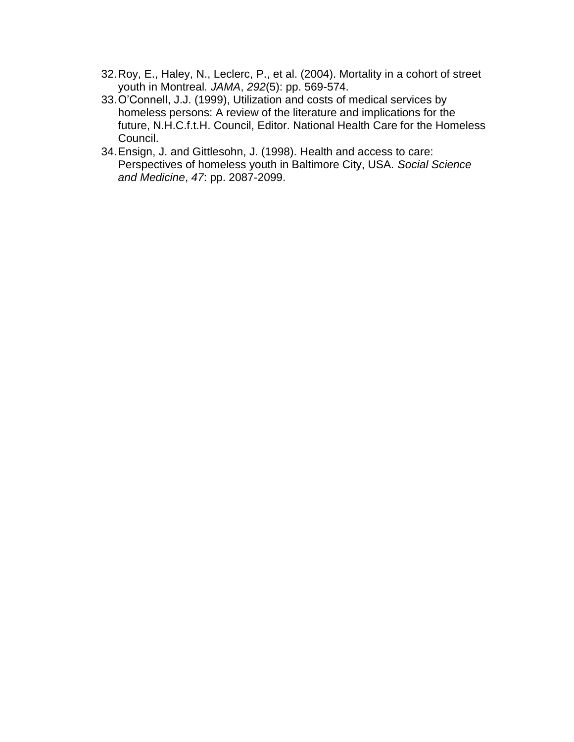32. Roy, E., Haley, N., Leclerc, P., et al. (2004). Mortality in a cohort of street youth in Montreal. *JAMA*, *292*(5): pp. 569-574.
33. O'Connell, J.J. (1999), Utilization and costs of medical services by homeless persons: A review of the literature and implications for the future, N.H.C.f.t.H. Council, Editor. National Health Care for the Homeless Council.
34. Ensign, J. and Gittlesohn, J. (1998). Health and access to care: Perspectives of homeless youth in Baltimore City, USA. *Social Science and Medicine*, *47*: pp. 2087-2099.